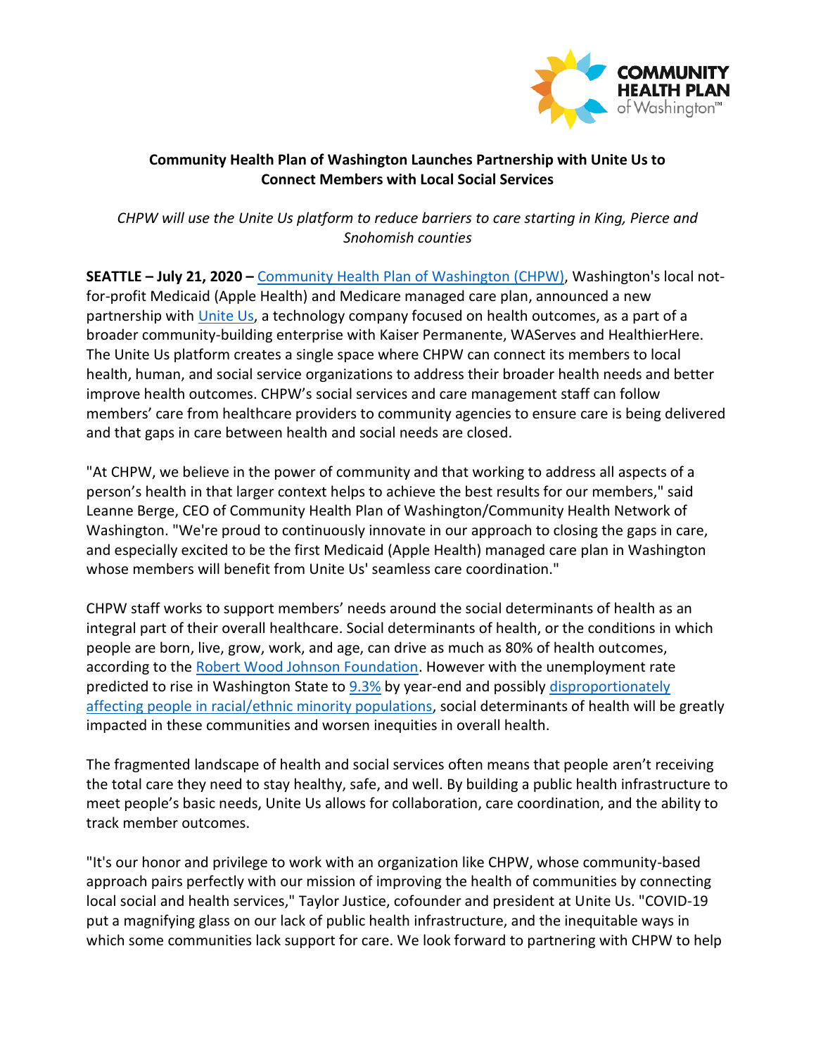# Community Health Plan of Washington Launches Partnership with Unite Us to Connect Members with Local Social Services

*CHPW will use the Unite Us platform to reduce barriers to care starting in King, Pierce and Snohomish counties*

**SEATTLE – July 21, 2020 –** Community Health Plan of Washington (CHPW), Washington's local not-for-profit Medicaid (Apple Health) and Medicare managed care plan, announced a new partnership with Unite Us, a technology company focused on health outcomes, as a part of a broader community-building enterprise with Kaiser Permanente, WAServes and HealthierHere. The Unite Us platform creates a single space where CHPW can connect its members to local health, human, and social service organizations to address their broader health needs and better improve health outcomes. CHPW's social services and care management staff can follow members' care from healthcare providers to community agencies to ensure care is being delivered and that gaps in care between health and social needs are closed.

"At CHPW, we believe in the power of community and that working to address all aspects of a person's health in that larger context helps to achieve the best results for our members," said Leanne Berge, CEO of Community Health Plan of Washington/Community Health Network of Washington. "We're proud to continuously innovate in our approach to closing the gaps in care, and especially excited to be the first Medicaid (Apple Health) managed care plan in Washington whose members will benefit from Unite Us' seamless care coordination."

CHPW staff works to support members' needs around the social determinants of health as an integral part of their overall healthcare. Social determinants of health, or the conditions in which people are born, live, grow, work, and age, can drive as much as 80% of health outcomes, according to the Robert Wood Johnson Foundation. However with the unemployment rate predicted to rise in Washington State to 9.3% by year-end and possibly disproportionately affecting people in racial/ethnic minority populations, social determinants of health will be greatly impacted in these communities and worsen inequities in overall health.

The fragmented landscape of health and social services often means that people aren't receiving the total care they need to stay healthy, safe, and well. By building a public health infrastructure to meet people's basic needs, Unite Us allows for collaboration, care coordination, and the ability to track member outcomes.

"It's our honor and privilege to work with an organization like CHPW, whose community-based approach pairs perfectly with our mission of improving the health of communities by connecting local social and health services," Taylor Justice, cofounder and president at Unite Us. "COVID-19 put a magnifying glass on our lack of public health infrastructure, and the inequitable ways in which some communities lack support for care. We look forward to partnering with CHPW to help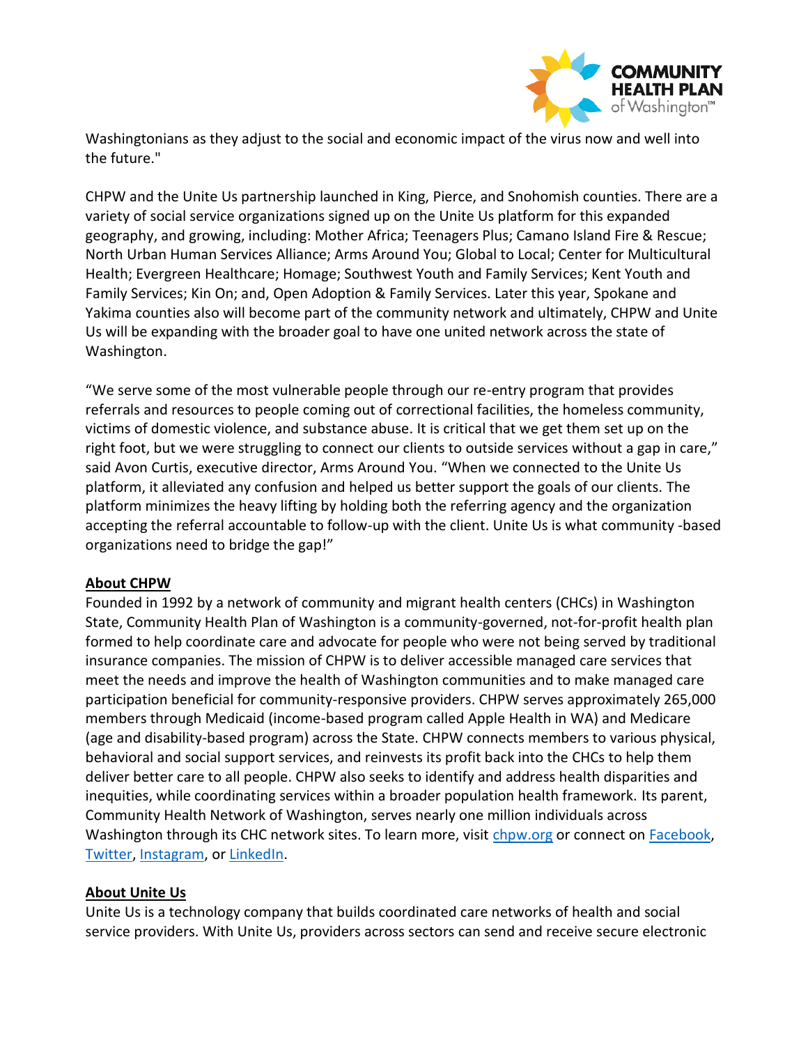Washingtonians as they adjust to the social and economic impact of the virus now and well into the future."

CHPW and the Unite Us partnership launched in King, Pierce, and Snohomish counties. There are a variety of social service organizations signed up on the Unite Us platform for this expanded geography, and growing, including: Mother Africa; Teenagers Plus; Camano Island Fire & Rescue; North Urban Human Services Alliance; Arms Around You; Global to Local; Center for Multicultural Health; Evergreen Healthcare; Homage; Southwest Youth and Family Services; Kent Youth and Family Services; Kin On; and, Open Adoption & Family Services. Later this year, Spokane and Yakima counties also will become part of the community network and ultimately, CHPW and Unite Us will be expanding with the broader goal to have one united network across the state of Washington.

"We serve some of the most vulnerable people through our re-entry program that provides referrals and resources to people coming out of correctional facilities, the homeless community, victims of domestic violence, and substance abuse. It is critical that we get them set up on the right foot, but we were struggling to connect our clients to outside services without a gap in care," said Avon Curtis, executive director, Arms Around You. "When we connected to the Unite Us platform, it alleviated any confusion and helped us better support the goals of our clients. The platform minimizes the heavy lifting by holding both the referring agency and the organization accepting the referral accountable to follow-up with the client. Unite Us is what community -based organizations need to bridge the gap!"

**About CHPW**

Founded in 1992 by a network of community and migrant health centers (CHCs) in Washington State, Community Health Plan of Washington is a community-governed, not-for-profit health plan formed to help coordinate care and advocate for people who were not being served by traditional insurance companies. The mission of CHPW is to deliver accessible managed care services that meet the needs and improve the health of Washington communities and to make managed care participation beneficial for community-responsive providers. CHPW serves approximately 265,000 members through Medicaid (income-based program called Apple Health in WA) and Medicare (age and disability-based program) across the State. CHPW connects members to various physical, behavioral and social support services, and reinvests its profit back into the CHCs to help them deliver better care to all people. CHPW also seeks to identify and address health disparities and inequities, while coordinating services within a broader population health framework. Its parent, Community Health Network of Washington, serves nearly one million individuals across Washington through its CHC network sites. To learn more, visit chpw.org or connect on Facebook, Twitter, Instagram, or LinkedIn.

**About Unite Us**

Unite Us is a technology company that builds coordinated care networks of health and social service providers. With Unite Us, providers across sectors can send and receive secure electronic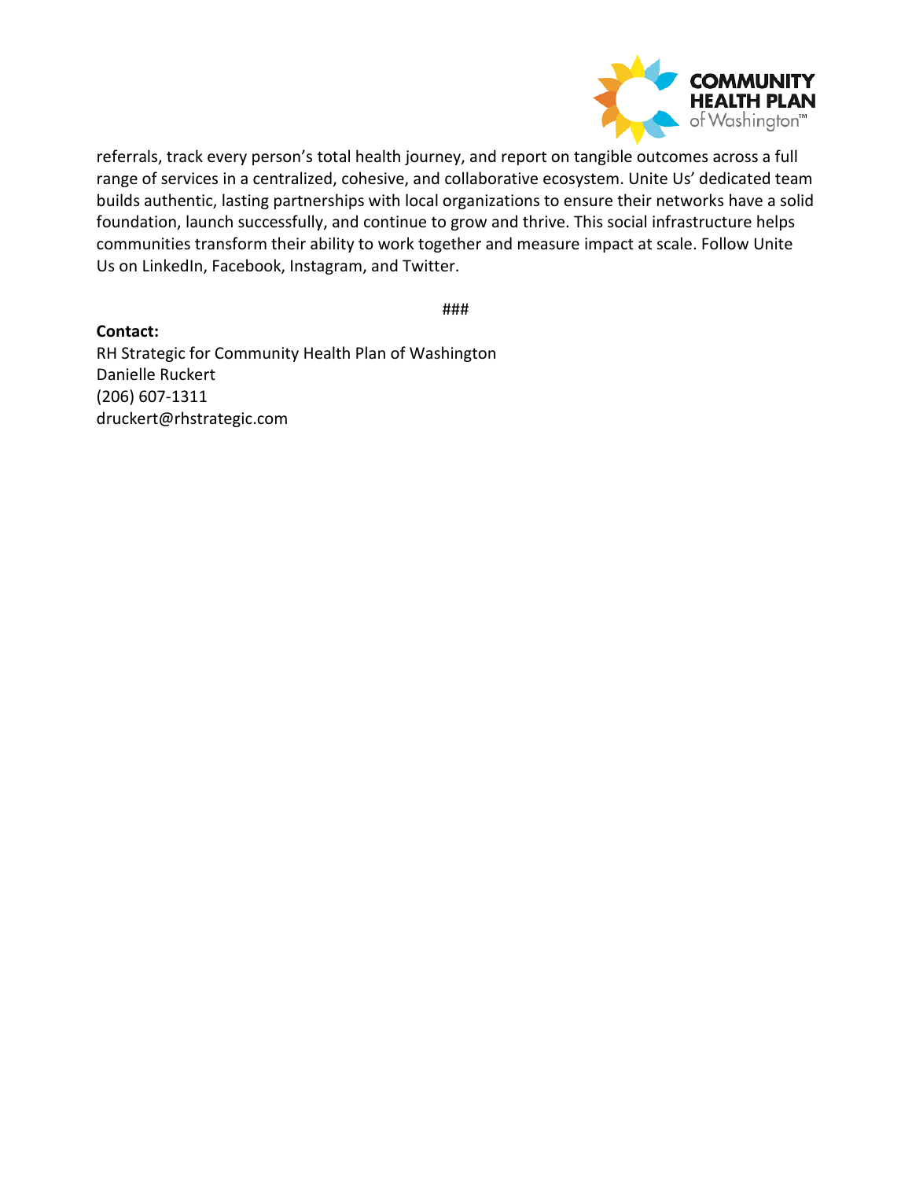referrals, track every person's total health journey, and report on tangible outcomes across a full range of services in a centralized, cohesive, and collaborative ecosystem. Unite Us' dedicated team builds authentic, lasting partnerships with local organizations to ensure their networks have a solid foundation, launch successfully, and continue to grow and thrive. This social infrastructure helps communities transform their ability to work together and measure impact at scale. Follow Unite Us on LinkedIn, Facebook, Instagram, and Twitter.

###

**Contact:**
RH Strategic for Community Health Plan of Washington
Danielle Ruckert
(206) 607-1311
druckert@rhstrategic.com